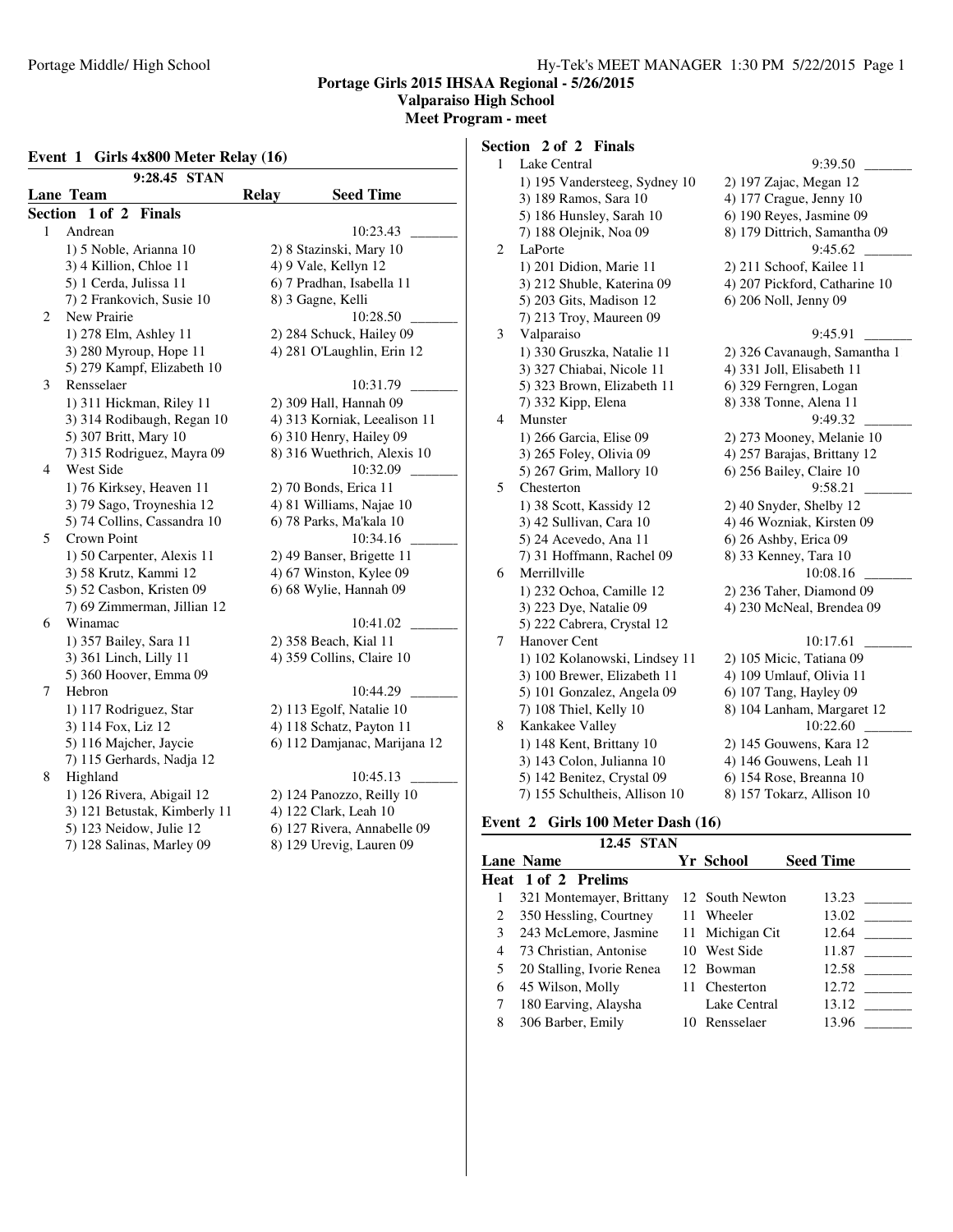# Portage Girls 2015 IHSAA Regional - 5/26/2015

## Valparaiso High School

## Meet Program - meet

### Event 1 Girls 4x800 Meter Relay (16)

9:28.45 STAN

| Lane | Team | Relay | Seed Time |
|---|---|---|---|

**Section 1 of 2 Finals**

1. Andrean — 10:23.43 _______
   - 1) 5 Noble, Arianna 10
   - 2) 8 Stazinski, Mary 10
   - 3) 4 Killion, Chloe 11
   - 4) 9 Vale, Kellyn 12
   - 5) 1 Cerda, Julissa 11
   - 6) 7 Pradhan, Isabella 11
   - 7) 2 Frankovich, Susie 10
   - 8) 3 Gagne, Kelli
2. New Prairie — 10:28.50 _______
   - 1) 278 Elm, Ashley 11
   - 2) 284 Schuck, Hailey 09
   - 3) 280 Myroup, Hope 11
   - 4) 281 O'Laughlin, Erin 12
   - 5) 279 Kampf, Elizabeth 10
3. Rensselaer — 10:31.79 _______
   - 1) 311 Hickman, Riley 11
   - 2) 309 Hall, Hannah 09
   - 3) 314 Rodibaugh, Regan 10
   - 4) 313 Korniak, Leealison 11
   - 5) 307 Britt, Mary 10
   - 6) 310 Henry, Hailey 09
   - 7) 315 Rodriguez, Mayra 09
   - 8) 316 Wuethrich, Alexis 10
4. West Side — 10:32.09 _______
   - 1) 76 Kirksey, Heaven 11
   - 2) 70 Bonds, Erica 11
   - 3) 79 Sago, Troyneshia 12
   - 4) 81 Williams, Najae 10
   - 5) 74 Collins, Cassandra 10
   - 6) 78 Parks, Ma'kala 10
5. Crown Point — 10:34.16 _______
   - 1) 50 Carpenter, Alexis 11
   - 2) 49 Banser, Brigette 11
   - 3) 58 Krutz, Kammi 12
   - 4) 67 Winston, Kylee 09
   - 5) 52 Casbon, Kristen 09
   - 6) 68 Wylie, Hannah 09
   - 7) 69 Zimmerman, Jillian 12
6. Winamac — 10:41.02 _______
   - 1) 357 Bailey, Sara 11
   - 2) 358 Beach, Kial 11
   - 3) 361 Linch, Lilly 11
   - 4) 359 Collins, Claire 10
   - 5) 360 Hoover, Emma 09
7. Hebron — 10:44.29 _______
   - 1) 117 Rodriguez, Star
   - 2) 113 Egolf, Natalie 10
   - 3) 114 Fox, Liz 12
   - 4) 118 Schatz, Payton 11
   - 5) 116 Majcher, Jaycie
   - 6) 112 Damjanac, Marijana 12
   - 7) 115 Gerhards, Nadja 12
8. Highland — 10:45.13 _______
   - 1) 126 Rivera, Abigail 12
   - 2) 124 Panozzo, Reilly 10
   - 3) 121 Betustak, Kimberly 11
   - 4) 122 Clark, Leah 10
   - 5) 123 Neidow, Julie 12
   - 6) 127 Rivera, Annabelle 09
   - 7) 128 Salinas, Marley 09
   - 8) 129 Urevig, Lauren 09

**Section 2 of 2 Finals**

1. Lake Central — 9:39.50 _______
   - 1) 195 Vandersteeg, Sydney 10
   - 2) 197 Zajac, Megan 12
   - 3) 189 Ramos, Sara 10
   - 4) 177 Crague, Jenny 10
   - 5) 186 Hunsley, Sarah 10
   - 6) 190 Reyes, Jasmine 09
   - 7) 188 Olejnik, Noa 09
   - 8) 179 Dittrich, Samantha 09
2. LaPorte — 9:45.62 _______
   - 1) 201 Didion, Marie 11
   - 2) 211 Schoof, Kailee 11
   - 3) 212 Shuble, Katerina 09
   - 4) 207 Pickford, Catharine 10
   - 5) 203 Gits, Madison 12
   - 6) 206 Noll, Jenny 09
   - 7) 213 Troy, Maureen 09
3. Valparaiso — 9:45.91 _______
   - 1) 330 Gruszka, Natalie 11
   - 2) 326 Cavanaugh, Samantha 1
   - 3) 327 Chiabai, Nicole 11
   - 4) 331 Joll, Elisabeth 11
   - 5) 323 Brown, Elizabeth 11
   - 6) 329 Ferngren, Logan
   - 7) 332 Kipp, Elena
   - 8) 338 Tonne, Alena 11
4. Munster — 9:49.32 _______
   - 1) 266 Garcia, Elise 09
   - 2) 273 Mooney, Melanie 10
   - 3) 265 Foley, Olivia 09
   - 4) 257 Barajas, Brittany 12
   - 5) 267 Grim, Mallory 10
   - 6) 256 Bailey, Claire 10
5. Chesterton — 9:58.21 _______
   - 1) 38 Scott, Kassidy 12
   - 2) 40 Snyder, Shelby 12
   - 3) 42 Sullivan, Cara 10
   - 4) 46 Wozniak, Kirsten 09
   - 5) 24 Acevedo, Ana 11
   - 6) 26 Ashby, Erica 09
   - 7) 31 Hoffmann, Rachel 09
   - 8) 33 Kenney, Tara 10
6. Merrillville — 10:08.16 _______
   - 1) 232 Ochoa, Camille 12
   - 2) 236 Taher, Diamond 09
   - 3) 223 Dye, Natalie 09
   - 4) 230 McNeal, Brendea 09
   - 5) 222 Cabrera, Crystal 12
7. Hanover Cent — 10:17.61 _______
   - 1) 102 Kolanowski, Lindsey 11
   - 2) 105 Micic, Tatiana 09
   - 3) 100 Brewer, Elizabeth 11
   - 4) 109 Umlauf, Olivia 11
   - 5) 101 Gonzalez, Angela 09
   - 6) 107 Tang, Hayley 09
   - 7) 108 Thiel, Kelly 10
   - 8) 104 Lanham, Margaret 12
8. Kankakee Valley — 10:22.60 _______
   - 1) 148 Kent, Brittany 10
   - 2) 145 Gouwens, Kara 12
   - 3) 143 Colon, Julianna 10
   - 4) 146 Gouwens, Leah 11
   - 5) 142 Benitez, Crystal 09
   - 6) 154 Rose, Breanna 10
   - 7) 155 Schultheis, Allison 10
   - 8) 157 Tokarz, Allison 10

### Event 2 Girls 100 Meter Dash (16)

12.45 STAN

**Heat 1 of 2 Prelims**

| Lane | Name | Yr | School | Seed Time | |
|---|---|---|---|---|---|
| 1 | 321 Montemayer, Brittany | 12 | South Newton | 13.23 | _______ |
| 2 | 350 Hessling, Courtney | 11 | Wheeler | 13.02 | _______ |
| 3 | 243 McLemore, Jasmine | 11 | Michigan Cit | 12.64 | _______ |
| 4 | 73 Christian, Antonise | 10 | West Side | 11.87 | _______ |
| 5 | 20 Stalling, Ivorie Renea | 12 | Bowman | 12.58 | _______ |
| 6 | 45 Wilson, Molly | 11 | Chesterton | 12.72 | _______ |
| 7 | 180 Earving, Alaysha | | Lake Central | 13.12 | _______ |
| 8 | 306 Barber, Emily | 10 | Rensselaer | 13.96 | _______ |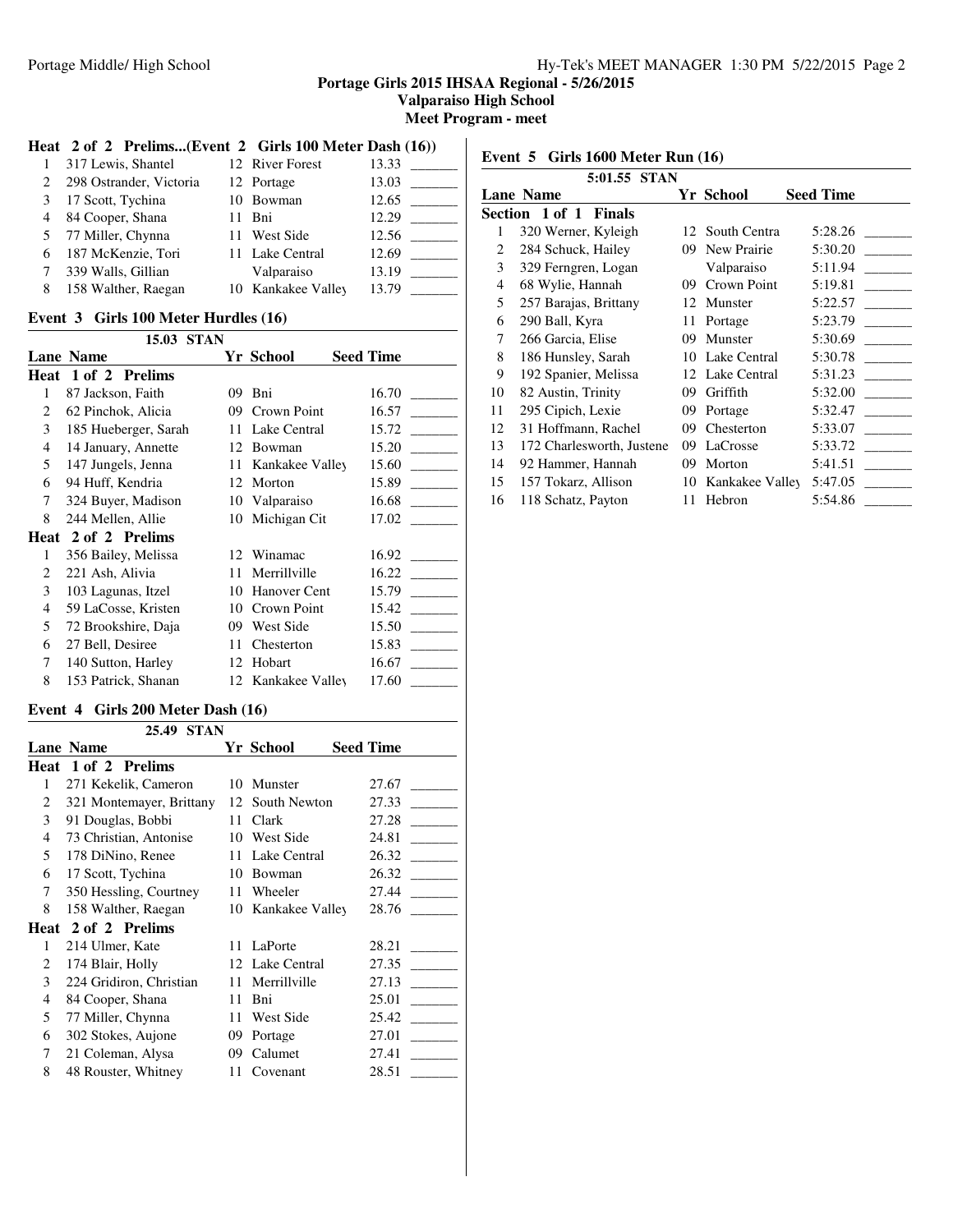Portage Girls 2015 IHSAA Regional - 5/26/2015
Valparaiso High School
Meet Program - meet

### Heat 2 of 2 Prelims...(Event 2 Girls 100 Meter Dash (16))

| Lane | Name | Yr | School | Seed Time | |
|---|---|---|---|---|---|
| 1 | 317 Lewis, Shantel | 12 | River Forest | 13.33 | _______ |
| 2 | 298 Ostrander, Victoria | 12 | Portage | 13.03 | _______ |
| 3 | 17 Scott, Tychina | 10 | Bowman | 12.65 | _______ |
| 4 | 84 Cooper, Shana | 11 | Bni | 12.29 | _______ |
| 5 | 77 Miller, Chynna | 11 | West Side | 12.56 | _______ |
| 6 | 187 McKenzie, Tori | 11 | Lake Central | 12.69 | _______ |
| 7 | 339 Walls, Gillian | | Valparaiso | 13.19 | _______ |
| 8 | 158 Walther, Raegan | 10 | Kankakee Valley | 13.79 | _______ |

### Event 3 Girls 100 Meter Hurdles (16)

15.03 STAN

| Lane | Name | Yr | School | Seed Time | |
|---|---|---|---|---|---|
| **Heat 1 of 2 Prelims** | | | | | |
| 1 | 87 Jackson, Faith | 09 | Bni | 16.70 | _______ |
| 2 | 62 Pinchok, Alicia | 09 | Crown Point | 16.57 | _______ |
| 3 | 185 Hueberger, Sarah | 11 | Lake Central | 15.72 | _______ |
| 4 | 14 January, Annette | 12 | Bowman | 15.20 | _______ |
| 5 | 147 Jungels, Jenna | 11 | Kankakee Valley | 15.60 | _______ |
| 6 | 94 Huff, Kendria | 12 | Morton | 15.89 | _______ |
| 7 | 324 Buyer, Madison | 10 | Valparaiso | 16.68 | _______ |
| 8 | 244 Mellen, Allie | 10 | Michigan Cit | 17.02 | _______ |
| **Heat 2 of 2 Prelims** | | | | | |
| 1 | 356 Bailey, Melissa | 12 | Winamac | 16.92 | _______ |
| 2 | 221 Ash, Alivia | 11 | Merrillville | 16.22 | _______ |
| 3 | 103 Lagunas, Itzel | 10 | Hanover Cent | 15.79 | _______ |
| 4 | 59 LaCosse, Kristen | 10 | Crown Point | 15.42 | _______ |
| 5 | 72 Brookshire, Daja | 09 | West Side | 15.50 | _______ |
| 6 | 27 Bell, Desiree | 11 | Chesterton | 15.83 | _______ |
| 7 | 140 Sutton, Harley | 12 | Hobart | 16.67 | _______ |
| 8 | 153 Patrick, Shanan | 12 | Kankakee Valley | 17.60 | _______ |

### Event 4 Girls 200 Meter Dash (16)

25.49 STAN

| Lane | Name | Yr | School | Seed Time | |
|---|---|---|---|---|---|
| **Heat 1 of 2 Prelims** | | | | | |
| 1 | 271 Kekelik, Cameron | 10 | Munster | 27.67 | _______ |
| 2 | 321 Montemayer, Brittany | 12 | South Newton | 27.33 | _______ |
| 3 | 91 Douglas, Bobbi | 11 | Clark | 27.28 | _______ |
| 4 | 73 Christian, Antonise | 10 | West Side | 24.81 | _______ |
| 5 | 178 DiNino, Renee | 11 | Lake Central | 26.32 | _______ |
| 6 | 17 Scott, Tychina | 10 | Bowman | 26.32 | _______ |
| 7 | 350 Hessling, Courtney | 11 | Wheeler | 27.44 | _______ |
| 8 | 158 Walther, Raegan | 10 | Kankakee Valley | 28.76 | _______ |
| **Heat 2 of 2 Prelims** | | | | | |
| 1 | 214 Ulmer, Kate | 11 | LaPorte | 28.21 | _______ |
| 2 | 174 Blair, Holly | 12 | Lake Central | 27.35 | _______ |
| 3 | 224 Gridiron, Christian | 11 | Merrillville | 27.13 | _______ |
| 4 | 84 Cooper, Shana | 11 | Bni | 25.01 | _______ |
| 5 | 77 Miller, Chynna | 11 | West Side | 25.42 | _______ |
| 6 | 302 Stokes, Aujone | 09 | Portage | 27.01 | _______ |
| 7 | 21 Coleman, Alysa | 09 | Calumet | 27.41 | _______ |
| 8 | 48 Rouster, Whitney | 11 | Covenant | 28.51 | _______ |

### Event 5 Girls 1600 Meter Run (16)

5:01.55 STAN

| Lane | Name | Yr | School | Seed Time | |
|---|---|---|---|---|---|
| **Section 1 of 1 Finals** | | | | | |
| 1 | 320 Werner, Kyleigh | 12 | South Centra | 5:28.26 | _______ |
| 2 | 284 Schuck, Hailey | 09 | New Prairie | 5:30.20 | _______ |
| 3 | 329 Ferngren, Logan | | Valparaiso | 5:11.94 | _______ |
| 4 | 68 Wylie, Hannah | 09 | Crown Point | 5:19.81 | _______ |
| 5 | 257 Barajas, Brittany | 12 | Munster | 5:22.57 | _______ |
| 6 | 290 Ball, Kyra | 11 | Portage | 5:23.79 | _______ |
| 7 | 266 Garcia, Elise | 09 | Munster | 5:30.69 | _______ |
| 8 | 186 Hunsley, Sarah | 10 | Lake Central | 5:30.78 | _______ |
| 9 | 192 Spanier, Melissa | 12 | Lake Central | 5:31.23 | _______ |
| 10 | 82 Austin, Trinity | 09 | Griffith | 5:32.00 | _______ |
| 11 | 295 Cipich, Lexie | 09 | Portage | 5:32.47 | _______ |
| 12 | 31 Hoffmann, Rachel | 09 | Chesterton | 5:33.07 | _______ |
| 13 | 172 Charlesworth, Justene | 09 | LaCrosse | 5:33.72 | _______ |
| 14 | 92 Hammer, Hannah | 09 | Morton | 5:41.51 | _______ |
| 15 | 157 Tokarz, Allison | 10 | Kankakee Valley | 5:47.05 | _______ |
| 16 | 118 Schatz, Payton | 11 | Hebron | 5:54.86 | _______ |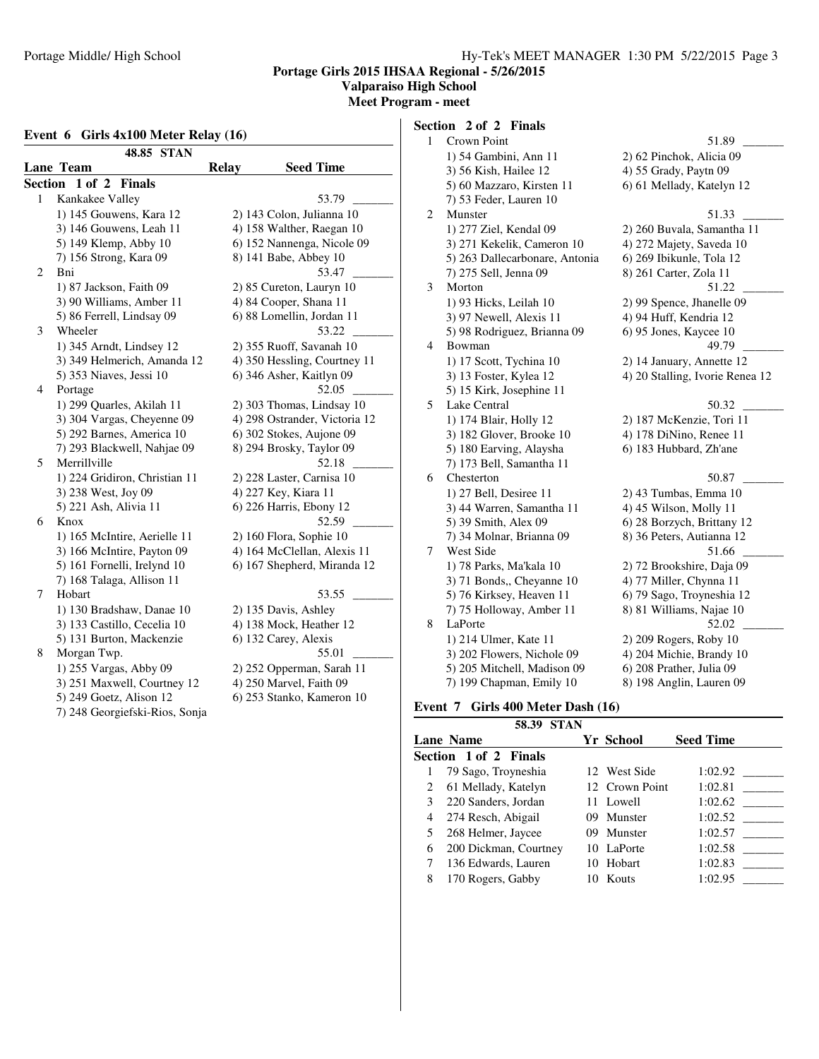**Portage Girls 2015 IHSAA Regional - 5/26/2015**
**Valparaiso High School**
**Meet Program - meet**

### Event 6 Girls 4x100 Meter Relay (16)

48.85 STAN

| Lane | Team | Relay | Seed Time |
|---|---|---|---|

**Section 1 of 2 Finals**

1 Kankakee Valley — 53.79 _______
1) 145 Gouwens, Kara 12 2) 143 Colon, Julianna 10
3) 146 Gouwens, Leah 11 4) 158 Walther, Raegan 10
5) 149 Klemp, Abby 10 6) 152 Nannenga, Nicole 09
7) 156 Strong, Kara 09 8) 141 Babe, Abbey 10

2 Bni — 53.47 _______
1) 87 Jackson, Faith 09 2) 85 Cureton, Lauryn 10
3) 90 Williams, Amber 11 4) 84 Cooper, Shana 11
5) 86 Ferrell, Lindsay 09 6) 88 Lomellin, Jordan 11

3 Wheeler — 53.22 _______
1) 345 Arndt, Lindsey 12 2) 355 Ruoff, Savanah 10
3) 349 Helmerich, Amanda 12 4) 350 Hessling, Courtney 11
5) 353 Niaves, Jessi 10 6) 346 Asher, Kaitlyn 09

4 Portage — 52.05 _______
1) 299 Quarles, Akilah 11 2) 303 Thomas, Lindsay 10
3) 304 Vargas, Cheyenne 09 4) 298 Ostrander, Victoria 12
5) 292 Barnes, America 10 6) 302 Stokes, Aujone 09
7) 293 Blackwell, Nahjae 09 8) 294 Brosky, Taylor 09

5 Merrillville — 52.18 _______
1) 224 Gridiron, Christian 11 2) 228 Laster, Carnisa 10
3) 238 West, Joy 09 4) 227 Key, Kiara 11
5) 221 Ash, Alivia 11 6) 226 Harris, Ebony 12

6 Knox — 52.59 _______
1) 165 McIntire, Aerielle 11 2) 160 Flora, Sophie 10
3) 166 McIntire, Payton 09 4) 164 McClellan, Alexis 11
5) 161 Fornelli, Irelynd 10 6) 167 Shepherd, Miranda 12
7) 168 Talaga, Allison 11

7 Hobart — 53.55 _______
1) 130 Bradshaw, Danae 10 2) 135 Davis, Ashley
3) 133 Castillo, Cecelia 10 4) 138 Mock, Heather 12
5) 131 Burton, Mackenzie 6) 132 Carey, Alexis

8 Morgan Twp. — 55.01 _______
1) 255 Vargas, Abby 09 2) 252 Opperman, Sarah 11
3) 251 Maxwell, Courtney 12 4) 250 Marvel, Faith 09
5) 249 Goetz, Alison 12 6) 253 Stanko, Kameron 10
7) 248 Georgiefski-Rios, Sonja

**Section 2 of 2 Finals**

1 Crown Point — 51.89 _______
1) 54 Gambini, Ann 11 2) 62 Pinchok, Alicia 09
3) 56 Kish, Hailee 12 4) 55 Grady, Paytn 09
5) 60 Mazzaro, Kirsten 11 6) 61 Mellady, Katelyn 12
7) 53 Feder, Lauren 10

2 Munster — 51.33 _______
1) 277 Ziel, Kendal 09 2) 260 Buvala, Samantha 11
3) 271 Kekelik, Cameron 10 4) 272 Majety, Saveda 10
5) 263 Dallecarbonare, Antonia 6) 269 Ibikunle, Tola 12
7) 275 Sell, Jenna 09 8) 261 Carter, Zola 11

3 Morton — 51.22 _______
1) 93 Hicks, Leilah 10 2) 99 Spence, Jhanelle 09
3) 97 Newell, Alexis 11 4) 94 Huff, Kendria 12
5) 98 Rodriguez, Brianna 09 6) 95 Jones, Kaycee 10

4 Bowman — 49.79 _______
1) 16 Scott, Tychina 10 2) 14 January, Annette 12
3) 13 Foster, Kylea 12 4) 20 Stalling, Ivorie Renea 12
5) 15 Kirk, Josephine 11

5 Lake Central — 50.32 _______
1) 174 Blair, Holly 12 2) 187 McKenzie, Tori 11
3) 182 Glover, Brooke 10 4) 178 DiNino, Renee 11
5) 180 Earving, Alaysha 6) 183 Hubbard, Zh'ane
7) 173 Bell, Samantha 11

6 Chesterton — 50.87 _______
1) 27 Bell, Desiree 11 2) 43 Tumbas, Emma 10
3) 44 Warren, Samantha 11 4) 45 Wilson, Molly 11
5) 39 Smith, Alex 09 6) 28 Borzych, Brittany 12
7) 34 Molnar, Brianna 09 8) 36 Peters, Autianna 12

7 West Side — 51.66 _______
1) 78 Parks, Ma'kala 10 2) 72 Brookshire, Daja 09
3) 71 Bonds,, Cheyanne 10 4) 77 Miller, Chynna 11
5) 76 Kirksey, Heaven 11 6) 79 Sago, Troyneshia 12
7) 75 Holloway, Amber 11 8) 81 Williams, Najae 10

8 LaPorte — 52.02 _______
1) 214 Ulmer, Kate 11 2) 209 Rogers, Roby 10
3) 202 Flowers, Nichole 09 4) 204 Michie, Brandy 10
5) 205 Mitchell, Madison 09 6) 208 Prather, Julia 09
7) 199 Chapman, Emily 10 8) 198 Anglin, Lauren 09

### Event 7 Girls 400 Meter Dash (16)

58.39 STAN

**Section 1 of 2 Finals**

| Lane | Name | Yr | School | Seed Time |
|---|---|---|---|---|
| 1 | 79 Sago, Troyneshia | 12 | West Side | 1:02.92 _______ |
| 2 | 61 Mellady, Katelyn | 12 | Crown Point | 1:02.81 _______ |
| 3 | 220 Sanders, Jordan | 11 | Lowell | 1:02.62 _______ |
| 4 | 274 Resch, Abigail | 09 | Munster | 1:02.52 _______ |
| 5 | 268 Helmer, Jaycee | 09 | Munster | 1:02.57 _______ |
| 6 | 200 Dickman, Courtney | 10 | LaPorte | 1:02.58 _______ |
| 7 | 136 Edwards, Lauren | 10 | Hobart | 1:02.83 _______ |
| 8 | 170 Rogers, Gabby | 10 | Kouts | 1:02.95 _______ |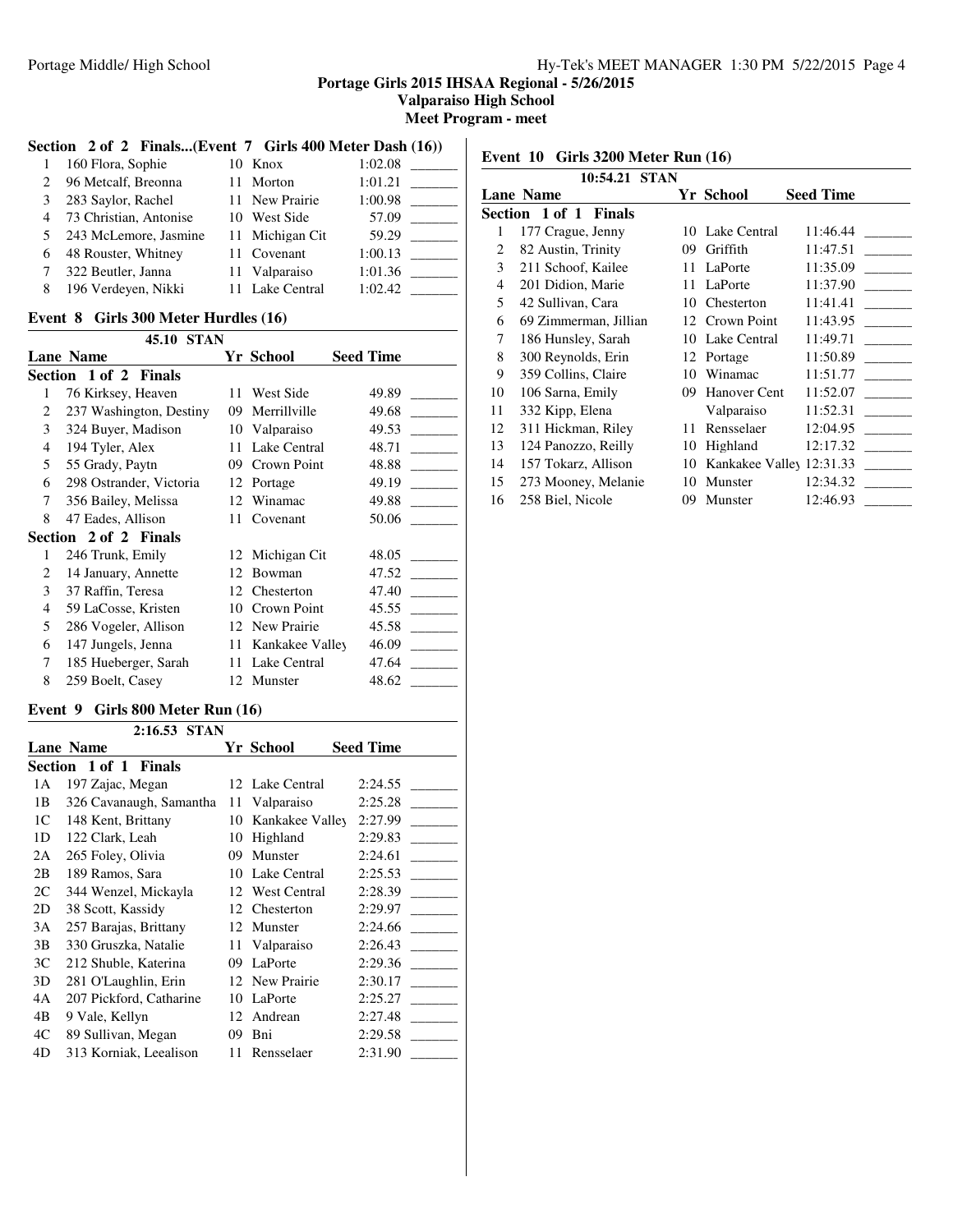## Section 2 of 2 Finals...(Event 7 Girls 400 Meter Dash (16))

| Lane | Name | Yr | School | Seed Time | |
|---|---|---|---|---|---|
| 1 | 160 Flora, Sophie | 10 | Knox | 1:02.08 | _______ |
| 2 | 96 Metcalf, Breonna | 11 | Morton | 1:01.21 | _______ |
| 3 | 283 Saylor, Rachel | 11 | New Prairie | 1:00.98 | _______ |
| 4 | 73 Christian, Antonise | 10 | West Side | 57.09 | _______ |
| 5 | 243 McLemore, Jasmine | 11 | Michigan Cit | 59.29 | _______ |
| 6 | 48 Rouster, Whitney | 11 | Covenant | 1:00.13 | _______ |
| 7 | 322 Beutler, Janna | 11 | Valparaiso | 1:01.36 | _______ |
| 8 | 196 Verdeyen, Nikki | 11 | Lake Central | 1:02.42 | _______ |

## Event 8 Girls 300 Meter Hurdles (16)

45.10 STAN

| Lane | Name | Yr | School | Seed Time | |
|---|---|---|---|---|---|
| **Section 1 of 2 Finals** | | | | | |
| 1 | 76 Kirksey, Heaven | 11 | West Side | 49.89 | _______ |
| 2 | 237 Washington, Destiny | 09 | Merrillville | 49.68 | _______ |
| 3 | 324 Buyer, Madison | 10 | Valparaiso | 49.53 | _______ |
| 4 | 194 Tyler, Alex | 11 | Lake Central | 48.71 | _______ |
| 5 | 55 Grady, Paytn | 09 | Crown Point | 48.88 | _______ |
| 6 | 298 Ostrander, Victoria | 12 | Portage | 49.19 | _______ |
| 7 | 356 Bailey, Melissa | 12 | Winamac | 49.88 | _______ |
| 8 | 47 Eades, Allison | 11 | Covenant | 50.06 | _______ |
| **Section 2 of 2 Finals** | | | | | |
| 1 | 246 Trunk, Emily | 12 | Michigan Cit | 48.05 | _______ |
| 2 | 14 January, Annette | 12 | Bowman | 47.52 | _______ |
| 3 | 37 Raffin, Teresa | 12 | Chesterton | 47.40 | _______ |
| 4 | 59 LaCosse, Kristen | 10 | Crown Point | 45.55 | _______ |
| 5 | 286 Vogeler, Allison | 12 | New Prairie | 45.58 | _______ |
| 6 | 147 Jungels, Jenna | 11 | Kankakee Valley | 46.09 | _______ |
| 7 | 185 Hueberger, Sarah | 11 | Lake Central | 47.64 | _______ |
| 8 | 259 Boelt, Casey | 12 | Munster | 48.62 | _______ |

## Event 9 Girls 800 Meter Run (16)

2:16.53 STAN

| Lane | Name | Yr | School | Seed Time | |
|---|---|---|---|---|---|
| **Section 1 of 1 Finals** | | | | | |
| 1A | 197 Zajac, Megan | 12 | Lake Central | 2:24.55 | _______ |
| 1B | 326 Cavanaugh, Samantha | 11 | Valparaiso | 2:25.28 | _______ |
| 1C | 148 Kent, Brittany | 10 | Kankakee Valley | 2:27.99 | _______ |
| 1D | 122 Clark, Leah | 10 | Highland | 2:29.83 | _______ |
| 2A | 265 Foley, Olivia | 09 | Munster | 2:24.61 | _______ |
| 2B | 189 Ramos, Sara | 10 | Lake Central | 2:25.53 | _______ |
| 2C | 344 Wenzel, Mickayla | 12 | West Central | 2:28.39 | _______ |
| 2D | 38 Scott, Kassidy | 12 | Chesterton | 2:29.97 | _______ |
| 3A | 257 Barajas, Brittany | 12 | Munster | 2:24.66 | _______ |
| 3B | 330 Gruszka, Natalie | 11 | Valparaiso | 2:26.43 | _______ |
| 3C | 212 Shuble, Katerina | 09 | LaPorte | 2:29.36 | _______ |
| 3D | 281 O'Laughlin, Erin | 12 | New Prairie | 2:30.17 | _______ |
| 4A | 207 Pickford, Catharine | 10 | LaPorte | 2:25.27 | _______ |
| 4B | 9 Vale, Kellyn | 12 | Andrean | 2:27.48 | _______ |
| 4C | 89 Sullivan, Megan | 09 | Bni | 2:29.58 | _______ |
| 4D | 313 Korniak, Leealison | 11 | Rensselaer | 2:31.90 | _______ |

## Event 10 Girls 3200 Meter Run (16)

10:54.21 STAN

| Lane | Name | Yr | School | Seed Time | |
|---|---|---|---|---|---|
| **Section 1 of 1 Finals** | | | | | |
| 1 | 177 Crague, Jenny | 10 | Lake Central | 11:46.44 | _______ |
| 2 | 82 Austin, Trinity | 09 | Griffith | 11:47.51 | _______ |
| 3 | 211 Schoof, Kailee | 11 | LaPorte | 11:35.09 | _______ |
| 4 | 201 Didion, Marie | 11 | LaPorte | 11:37.90 | _______ |
| 5 | 42 Sullivan, Cara | 10 | Chesterton | 11:41.41 | _______ |
| 6 | 69 Zimmerman, Jillian | 12 | Crown Point | 11:43.95 | _______ |
| 7 | 186 Hunsley, Sarah | 10 | Lake Central | 11:49.71 | _______ |
| 8 | 300 Reynolds, Erin | 12 | Portage | 11:50.89 | _______ |
| 9 | 359 Collins, Claire | 10 | Winamac | 11:51.77 | _______ |
| 10 | 106 Sarna, Emily | 09 | Hanover Cent | 11:52.07 | _______ |
| 11 | 332 Kipp, Elena | | Valparaiso | 11:52.31 | _______ |
| 12 | 311 Hickman, Riley | 11 | Rensselaer | 12:04.95 | _______ |
| 13 | 124 Panozzo, Reilly | 10 | Highland | 12:17.32 | _______ |
| 14 | 157 Tokarz, Allison | 10 | Kankakee Valley | 12:31.33 | _______ |
| 15 | 273 Mooney, Melanie | 10 | Munster | 12:34.32 | _______ |
| 16 | 258 Biel, Nicole | 09 | Munster | 12:46.93 | _______ |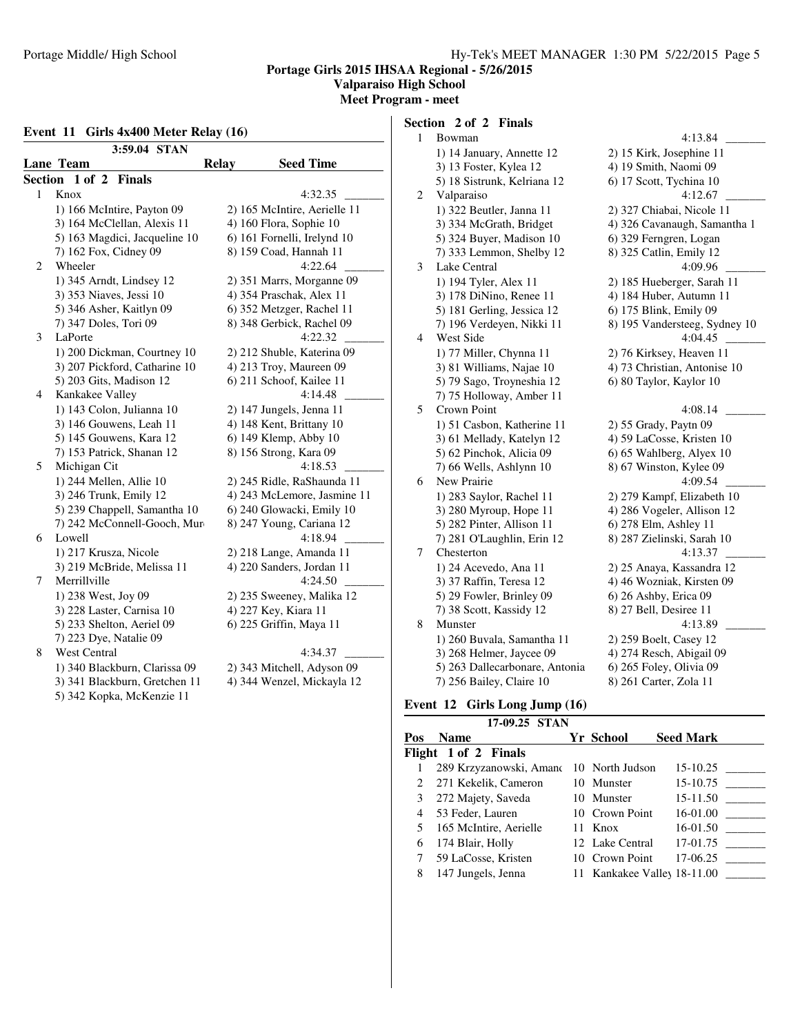**Portage Girls 2015 IHSAA Regional - 5/26/2015**
**Valparaiso High School**
**Meet Program - meet**

## Event 11 Girls 4x400 Meter Relay (16)

3:59.04 STAN

| Lane | Team | Relay | Seed Time |
|---|---|---|---|

### Section 1 of 2 Finals

1 Knox — 4:32.35 _______
- 1) 166 McIntire, Payton 09
- 2) 165 McIntire, Aerielle 11
- 3) 164 McClellan, Alexis 11
- 4) 160 Flora, Sophie 10
- 5) 163 Magdici, Jacqueline 10
- 6) 161 Fornelli, Irelynd 10
- 7) 162 Fox, Cidney 09
- 8) 159 Coad, Hannah 11

2 Wheeler — 4:22.64 _______
- 1) 345 Arndt, Lindsey 12
- 2) 351 Marrs, Morganne 09
- 3) 353 Niaves, Jessi 10
- 4) 354 Praschak, Alex 11
- 5) 346 Asher, Kaitlyn 09
- 6) 352 Metzger, Rachel 11
- 7) 347 Doles, Tori 09
- 8) 348 Gerbick, Rachel 09

3 LaPorte — 4:22.32 _______
- 1) 200 Dickman, Courtney 10
- 2) 212 Shuble, Katerina 09
- 3) 207 Pickford, Catharine 10
- 4) 213 Troy, Maureen 09
- 5) 203 Gits, Madison 12
- 6) 211 Schoof, Kailee 11

4 Kankakee Valley — 4:14.48 _______
- 1) 143 Colon, Julianna 10
- 2) 147 Jungels, Jenna 11
- 3) 146 Gouwens, Leah 11
- 4) 148 Kent, Brittany 10
- 5) 145 Gouwens, Kara 12
- 6) 149 Klemp, Abby 10
- 7) 153 Patrick, Shanan 12
- 8) 156 Strong, Kara 09

5 Michigan Cit — 4:18.53 _______
- 1) 244 Mellen, Allie 10
- 2) 245 Ridle, RaShaunda 11
- 3) 246 Trunk, Emily 12
- 4) 243 McLemore, Jasmine 11
- 5) 239 Chappell, Samantha 10
- 6) 240 Glowacki, Emily 10
- 7) 242 McConnell-Gooch, Mur
- 8) 247 Young, Cariana 12

6 Lowell — 4:18.94 _______
- 1) 217 Krusza, Nicole
- 2) 218 Lange, Amanda 11
- 3) 219 McBride, Melissa 11
- 4) 220 Sanders, Jordan 11

7 Merrillville — 4:24.50 _______
- 1) 238 West, Joy 09
- 2) 235 Sweeney, Malika 12
- 3) 228 Laster, Carnisa 10
- 4) 227 Key, Kiara 11
- 5) 233 Shelton, Aeriel 09
- 6) 225 Griffin, Maya 11
- 7) 223 Dye, Natalie 09

8 West Central — 4:34.37 _______
- 1) 340 Blackburn, Clarissa 09
- 2) 343 Mitchell, Adyson 09
- 3) 341 Blackburn, Gretchen 11
- 4) 344 Wenzel, Mickayla 12
- 5) 342 Kopka, McKenzie 11

### Section 2 of 2 Finals

1 Bowman — 4:13.84 _______
- 1) 14 January, Annette 12
- 2) 15 Kirk, Josephine 11
- 3) 13 Foster, Kylea 12
- 4) 19 Smith, Naomi 09
- 5) 18 Sistrunk, Kelriana 12
- 6) 17 Scott, Tychina 10

2 Valparaiso — 4:12.67 _______
- 1) 322 Beutler, Janna 11
- 2) 327 Chiabai, Nicole 11
- 3) 334 McGrath, Bridget
- 4) 326 Cavanaugh, Samantha 1
- 5) 324 Buyer, Madison 10
- 6) 329 Ferngren, Logan
- 7) 333 Lemmon, Shelby 12
- 8) 325 Catlin, Emily 12

3 Lake Central — 4:09.96 _______
- 1) 194 Tyler, Alex 11
- 2) 185 Hueberger, Sarah 11
- 3) 178 DiNino, Renee 11
- 4) 184 Huber, Autumn 11
- 5) 181 Gerling, Jessica 12
- 6) 175 Blink, Emily 09
- 7) 196 Verdeyen, Nikki 11
- 8) 195 Vandersteeg, Sydney 10

4 West Side — 4:04.45 _______
- 1) 77 Miller, Chynna 11
- 2) 76 Kirksey, Heaven 11
- 3) 81 Williams, Najae 10
- 4) 73 Christian, Antonise 10
- 5) 79 Sago, Troyneshia 12
- 6) 80 Taylor, Kaylor 10
- 7) 75 Holloway, Amber 11

5 Crown Point — 4:08.14 _______
- 1) 51 Casbon, Katherine 11
- 2) 55 Grady, Paytn 09
- 3) 61 Mellady, Katelyn 12
- 4) 59 LaCosse, Kristen 10
- 5) 62 Pinchok, Alicia 09
- 6) 65 Wahlberg, Alyex 10
- 7) 66 Wells, Ashlynn 10
- 8) 67 Winston, Kylee 09

6 New Prairie — 4:09.54 _______
- 1) 283 Saylor, Rachel 11
- 2) 279 Kampf, Elizabeth 10
- 3) 280 Myroup, Hope 11
- 4) 286 Vogeler, Allison 12
- 5) 282 Pinter, Allison 11
- 6) 278 Elm, Ashley 11
- 7) 281 O'Laughlin, Erin 12
- 8) 287 Zielinski, Sarah 10

7 Chesterton — 4:13.37 _______
- 1) 24 Acevedo, Ana 11
- 2) 25 Anaya, Kassandra 12
- 3) 37 Raffin, Teresa 12
- 4) 46 Wozniak, Kirsten 09
- 5) 29 Fowler, Brinley 09
- 6) 26 Ashby, Erica 09
- 7) 38 Scott, Kassidy 12
- 8) 27 Bell, Desiree 11

8 Munster — 4:13.89 _______
- 1) 260 Buvala, Samantha 11
- 2) 259 Boelt, Casey 12
- 3) 268 Helmer, Jaycee 09
- 4) 274 Resch, Abigail 09
- 5) 263 Dallecarbonare, Antonia
- 6) 265 Foley, Olivia 09
- 7) 256 Bailey, Claire 10
- 8) 261 Carter, Zola 11

## Event 12 Girls Long Jump (16)

17-09.25 STAN

### Flight 1 of 2 Finals

| Pos | Name | Yr | School | Seed Mark | |
|---|---|---|---|---|---|
| 1 | 289 Krzyzanowski, Amanc | 10 | North Judson | 15-10.25 | _______ |
| 2 | 271 Kekelik, Cameron | 10 | Munster | 15-10.75 | _______ |
| 3 | 272 Majety, Saveda | 10 | Munster | 15-11.50 | _______ |
| 4 | 53 Feder, Lauren | 10 | Crown Point | 16-01.00 | _______ |
| 5 | 165 McIntire, Aerielle | 11 | Knox | 16-01.50 | _______ |
| 6 | 174 Blair, Holly | 12 | Lake Central | 17-01.75 | _______ |
| 7 | 59 LaCosse, Kristen | 10 | Crown Point | 17-06.25 | _______ |
| 8 | 147 Jungels, Jenna | 11 | Kankakee Valley | 18-11.00 | _______ |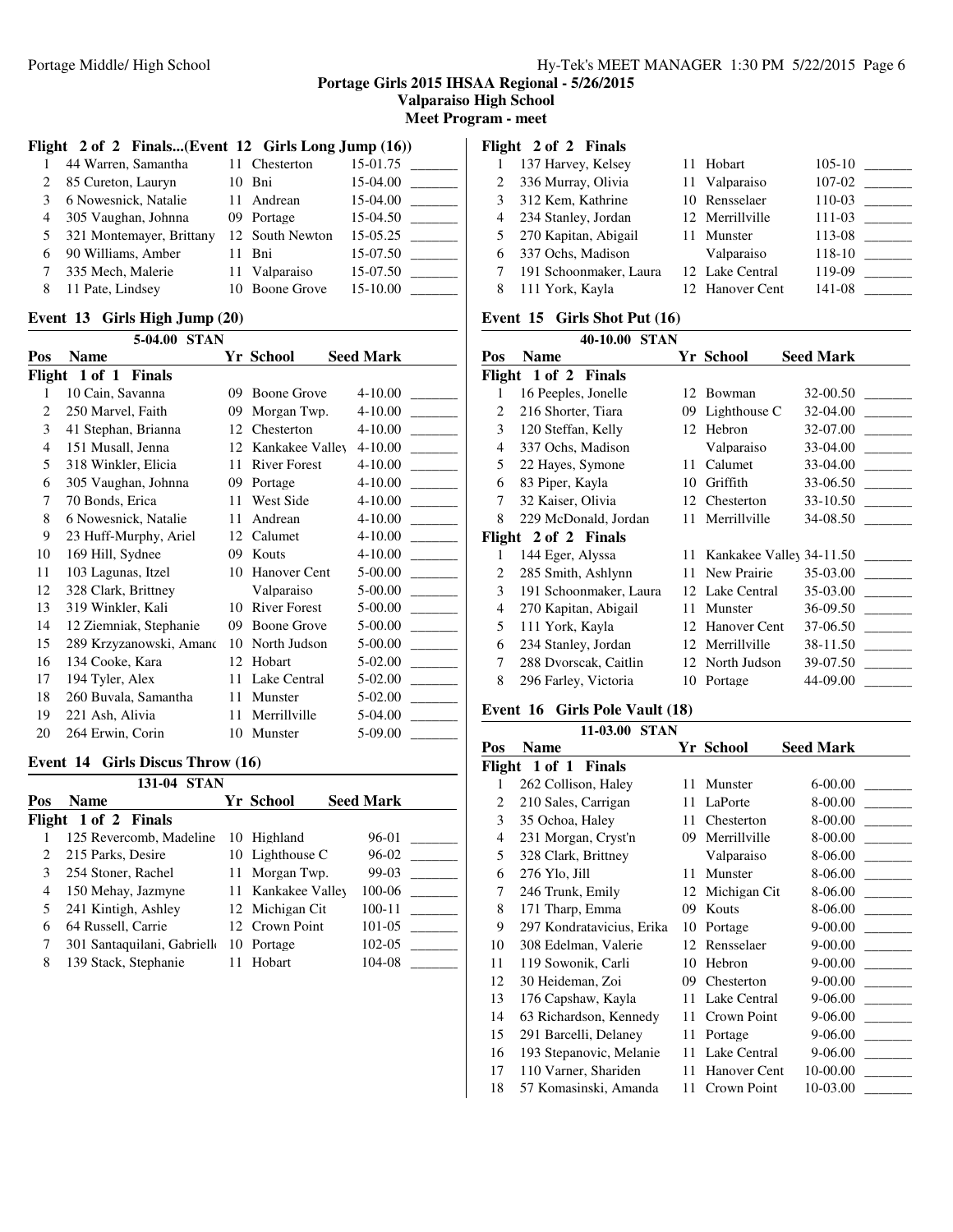**Portage Girls 2015 IHSAA Regional - 5/26/2015**
**Valparaiso High School**
**Meet Program - meet**

### Flight 2 of 2 Finals...(Event 12 Girls Long Jump (16))

| | | | | | |
|---|---|---|---|---|---|
| 1 | 44 Warren, Samantha | 11 | Chesterton | 15-01.75 | _______ |
| 2 | 85 Cureton, Lauryn | 10 | Bni | 15-04.00 | _______ |
| 3 | 6 Nowesnick, Natalie | 11 | Andrean | 15-04.00 | _______ |
| 4 | 305 Vaughan, Johnna | 09 | Portage | 15-04.50 | _______ |
| 5 | 321 Montemayer, Brittany | 12 | South Newton | 15-05.25 | _______ |
| 6 | 90 Williams, Amber | 11 | Bni | 15-07.50 | _______ |
| 7 | 335 Mech, Malerie | 11 | Valparaiso | 15-07.50 | _______ |
| 8 | 11 Pate, Lindsey | 10 | Boone Grove | 15-10.00 | _______ |

### Event 13 Girls High Jump (20)

5-04.00 STAN

| Pos | Name | Yr | School | Seed Mark | |
|---|---|---|---|---|---|
| **Flight 1 of 1 Finals** | | | | | |
| 1 | 10 Cain, Savanna | 09 | Boone Grove | 4-10.00 | _______ |
| 2 | 250 Marvel, Faith | 09 | Morgan Twp. | 4-10.00 | _______ |
| 3 | 41 Stephan, Brianna | 12 | Chesterton | 4-10.00 | _______ |
| 4 | 151 Musall, Jenna | 12 | Kankakee Valley | 4-10.00 | _______ |
| 5 | 318 Winkler, Elicia | 11 | River Forest | 4-10.00 | _______ |
| 6 | 305 Vaughan, Johnna | 09 | Portage | 4-10.00 | _______ |
| 7 | 70 Bonds, Erica | 11 | West Side | 4-10.00 | _______ |
| 8 | 6 Nowesnick, Natalie | 11 | Andrean | 4-10.00 | _______ |
| 9 | 23 Huff-Murphy, Ariel | 12 | Calumet | 4-10.00 | _______ |
| 10 | 169 Hill, Sydnee | 09 | Kouts | 4-10.00 | _______ |
| 11 | 103 Lagunas, Itzel | 10 | Hanover Cent | 5-00.00 | _______ |
| 12 | 328 Clark, Brittney | | Valparaiso | 5-00.00 | _______ |
| 13 | 319 Winkler, Kali | 10 | River Forest | 5-00.00 | _______ |
| 14 | 12 Ziemniak, Stephanie | 09 | Boone Grove | 5-00.00 | _______ |
| 15 | 289 Krzyzanowski, Amanc | 10 | North Judson | 5-00.00 | _______ |
| 16 | 134 Cooke, Kara | 12 | Hobart | 5-02.00 | _______ |
| 17 | 194 Tyler, Alex | 11 | Lake Central | 5-02.00 | _______ |
| 18 | 260 Buvala, Samantha | 11 | Munster | 5-02.00 | _______ |
| 19 | 221 Ash, Alivia | 11 | Merrillville | 5-04.00 | _______ |
| 20 | 264 Erwin, Corin | 10 | Munster | 5-09.00 | _______ |

### Event 14 Girls Discus Throw (16)

131-04 STAN

| Pos | Name | Yr | School | Seed Mark | |
|---|---|---|---|---|---|
| **Flight 1 of 2 Finals** | | | | | |
| 1 | 125 Revercomb, Madeline | 10 | Highland | 96-01 | _______ |
| 2 | 215 Parks, Desire | 10 | Lighthouse C | 96-02 | _______ |
| 3 | 254 Stoner, Rachel | 11 | Morgan Twp. | 99-03 | _______ |
| 4 | 150 Mehay, Jazmyne | 11 | Kankakee Valley | 100-06 | _______ |
| 5 | 241 Kintigh, Ashley | 12 | Michigan Cit | 100-11 | _______ |
| 6 | 64 Russell, Carrie | 12 | Crown Point | 101-05 | _______ |
| 7 | 301 Santaquilani, Gabrielle | 10 | Portage | 102-05 | _______ |
| 8 | 139 Stack, Stephanie | 11 | Hobart | 104-08 | _______ |
| **Flight 2 of 2 Finals** | | | | | |
| 1 | 137 Harvey, Kelsey | 11 | Hobart | 105-10 | _______ |
| 2 | 336 Murray, Olivia | 11 | Valparaiso | 107-02 | _______ |
| 3 | 312 Kem, Kathrine | 10 | Rensselaer | 110-03 | _______ |
| 4 | 234 Stanley, Jordan | 12 | Merrillville | 111-03 | _______ |
| 5 | 270 Kapitan, Abigail | 11 | Munster | 113-08 | _______ |
| 6 | 337 Ochs, Madison | | Valparaiso | 118-10 | _______ |
| 7 | 191 Schoonmaker, Laura | 12 | Lake Central | 119-09 | _______ |
| 8 | 111 York, Kayla | 12 | Hanover Cent | 141-08 | _______ |

### Event 15 Girls Shot Put (16)

40-10.00 STAN

| Pos | Name | Yr | School | Seed Mark | |
|---|---|---|---|---|---|
| **Flight 1 of 2 Finals** | | | | | |
| 1 | 16 Peeples, Jonelle | 12 | Bowman | 32-00.50 | _______ |
| 2 | 216 Shorter, Tiara | 09 | Lighthouse C | 32-04.00 | _______ |
| 3 | 120 Steffan, Kelly | 12 | Hebron | 32-07.00 | _______ |
| 4 | 337 Ochs, Madison | | Valparaiso | 33-04.00 | _______ |
| 5 | 22 Hayes, Symone | 11 | Calumet | 33-04.00 | _______ |
| 6 | 83 Piper, Kayla | 10 | Griffith | 33-06.50 | _______ |
| 7 | 32 Kaiser, Olivia | 12 | Chesterton | 33-10.50 | _______ |
| 8 | 229 McDonald, Jordan | 11 | Merrillville | 34-08.50 | _______ |
| **Flight 2 of 2 Finals** | | | | | |
| 1 | 144 Eger, Alyssa | 11 | Kankakee Valley | 34-11.50 | _______ |
| 2 | 285 Smith, Ashlynn | 11 | New Prairie | 35-03.00 | _______ |
| 3 | 191 Schoonmaker, Laura | 12 | Lake Central | 35-03.00 | _______ |
| 4 | 270 Kapitan, Abigail | 11 | Munster | 36-09.50 | _______ |
| 5 | 111 York, Kayla | 12 | Hanover Cent | 37-06.50 | _______ |
| 6 | 234 Stanley, Jordan | 12 | Merrillville | 38-11.50 | _______ |
| 7 | 288 Dvorscak, Caitlin | 12 | North Judson | 39-07.50 | _______ |
| 8 | 296 Farley, Victoria | 10 | Portage | 44-09.00 | _______ |

### Event 16 Girls Pole Vault (18)

11-03.00 STAN

| Pos | Name | Yr | School | Seed Mark | |
|---|---|---|---|---|---|
| **Flight 1 of 1 Finals** | | | | | |
| 1 | 262 Collison, Haley | 11 | Munster | 6-00.00 | _______ |
| 2 | 210 Sales, Carrigan | 11 | LaPorte | 8-00.00 | _______ |
| 3 | 35 Ochoa, Haley | 11 | Chesterton | 8-00.00 | _______ |
| 4 | 231 Morgan, Cryst'n | 09 | Merrillville | 8-00.00 | _______ |
| 5 | 328 Clark, Brittney | | Valparaiso | 8-06.00 | _______ |
| 6 | 276 Ylo, Jill | 11 | Munster | 8-06.00 | _______ |
| 7 | 246 Trunk, Emily | 12 | Michigan Cit | 8-06.00 | _______ |
| 8 | 171 Tharp, Emma | 09 | Kouts | 8-06.00 | _______ |
| 9 | 297 Kondratavicius, Erika | 10 | Portage | 9-00.00 | _______ |
| 10 | 308 Edelman, Valerie | 12 | Rensselaer | 9-00.00 | _______ |
| 11 | 119 Sowonik, Carli | 10 | Hebron | 9-00.00 | _______ |
| 12 | 30 Heideman, Zoi | 09 | Chesterton | 9-00.00 | _______ |
| 13 | 176 Capshaw, Kayla | 11 | Lake Central | 9-06.00 | _______ |
| 14 | 63 Richardson, Kennedy | 11 | Crown Point | 9-06.00 | _______ |
| 15 | 291 Barcelli, Delaney | 11 | Portage | 9-06.00 | _______ |
| 16 | 193 Stepanovic, Melanie | 11 | Lake Central | 9-06.00 | _______ |
| 17 | 110 Varner, Shariden | 11 | Hanover Cent | 10-00.00 | _______ |
| 18 | 57 Komasinski, Amanda | 11 | Crown Point | 10-03.00 | _______ |